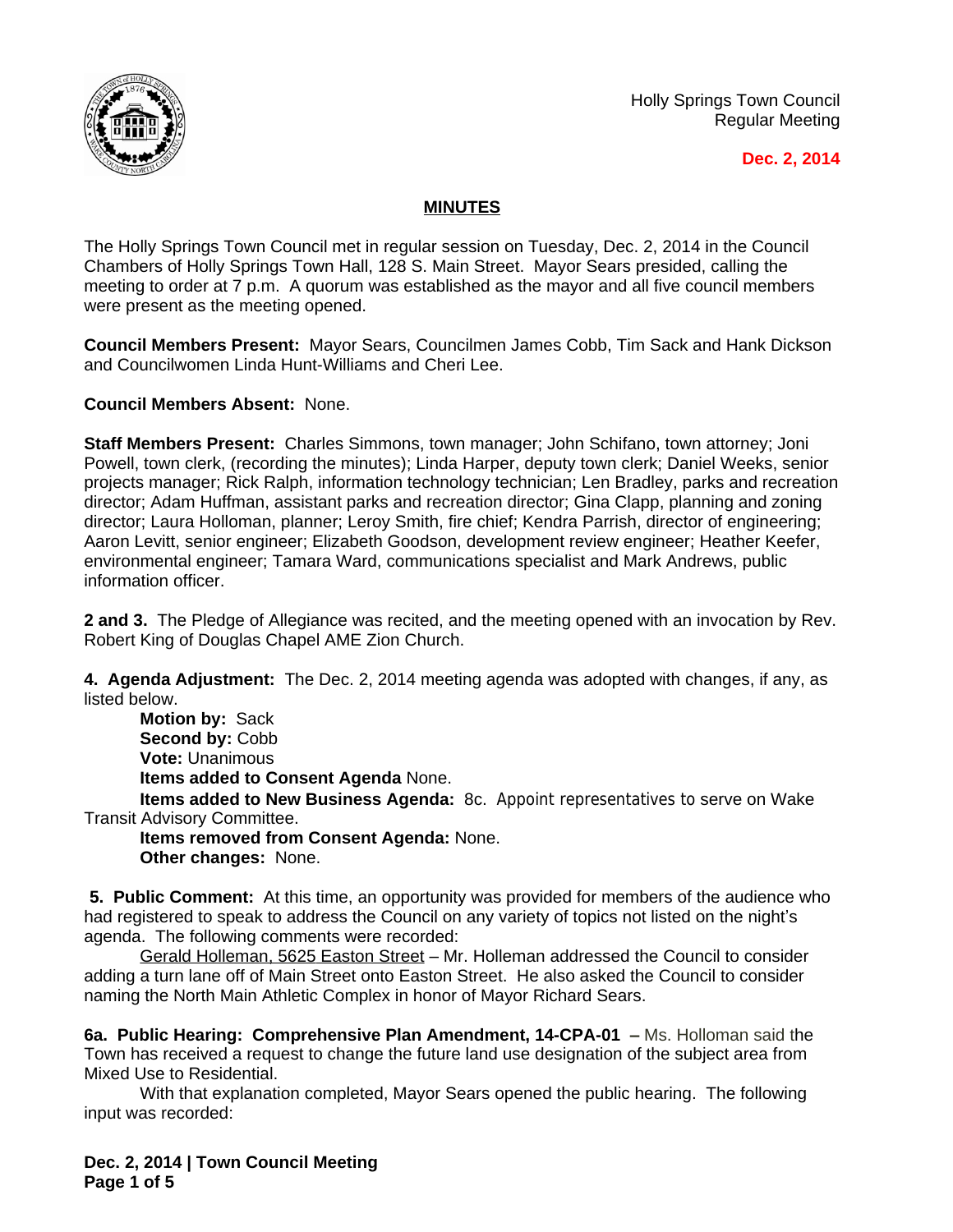Holly Springs Town Council
Regular Meeting

**Dec. 2, 2014**

## MINUTES

The Holly Springs Town Council met in regular session on Tuesday, Dec. 2, 2014 in the Council Chambers of Holly Springs Town Hall, 128 S. Main Street. Mayor Sears presided, calling the meeting to order at 7 p.m. A quorum was established as the mayor and all five council members were present as the meeting opened.

**Council Members Present:** Mayor Sears, Councilmen James Cobb, Tim Sack and Hank Dickson and Councilwomen Linda Hunt-Williams and Cheri Lee.

**Council Members Absent:** None.

**Staff Members Present:** Charles Simmons, town manager; John Schifano, town attorney; Joni Powell, town clerk, (recording the minutes); Linda Harper, deputy town clerk; Daniel Weeks, senior projects manager; Rick Ralph, information technology technician; Len Bradley, parks and recreation director; Adam Huffman, assistant parks and recreation director; Gina Clapp, planning and zoning director; Laura Holloman, planner; Leroy Smith, fire chief; Kendra Parrish, director of engineering; Aaron Levitt, senior engineer; Elizabeth Goodson, development review engineer; Heather Keefer, environmental engineer; Tamara Ward, communications specialist and Mark Andrews, public information officer.

**2 and 3.** The Pledge of Allegiance was recited, and the meeting opened with an invocation by Rev. Robert King of Douglas Chapel AME Zion Church.

**4. Agenda Adjustment:** The Dec. 2, 2014 meeting agenda was adopted with changes, if any, as listed below.

**Motion by:** Sack
**Second by:** Cobb
**Vote:** Unanimous
**Items added to Consent Agenda** None.
**Items added to New Business Agenda:** 8c. Appoint representatives to serve on Wake Transit Advisory Committee.
**Items removed from Consent Agenda:** None.
**Other changes:** None.

**5. Public Comment:** At this time, an opportunity was provided for members of the audience who had registered to speak to address the Council on any variety of topics not listed on the night's agenda. The following comments were recorded:

Gerald Holleman, 5625 Easton Street – Mr. Holleman addressed the Council to consider adding a turn lane off of Main Street onto Easton Street. He also asked the Council to consider naming the North Main Athletic Complex in honor of Mayor Richard Sears.

**6a. Public Hearing: Comprehensive Plan Amendment, 14-CPA-01 –** Ms. Holloman said the Town has received a request to change the future land use designation of the subject area from Mixed Use to Residential.

With that explanation completed, Mayor Sears opened the public hearing. The following input was recorded: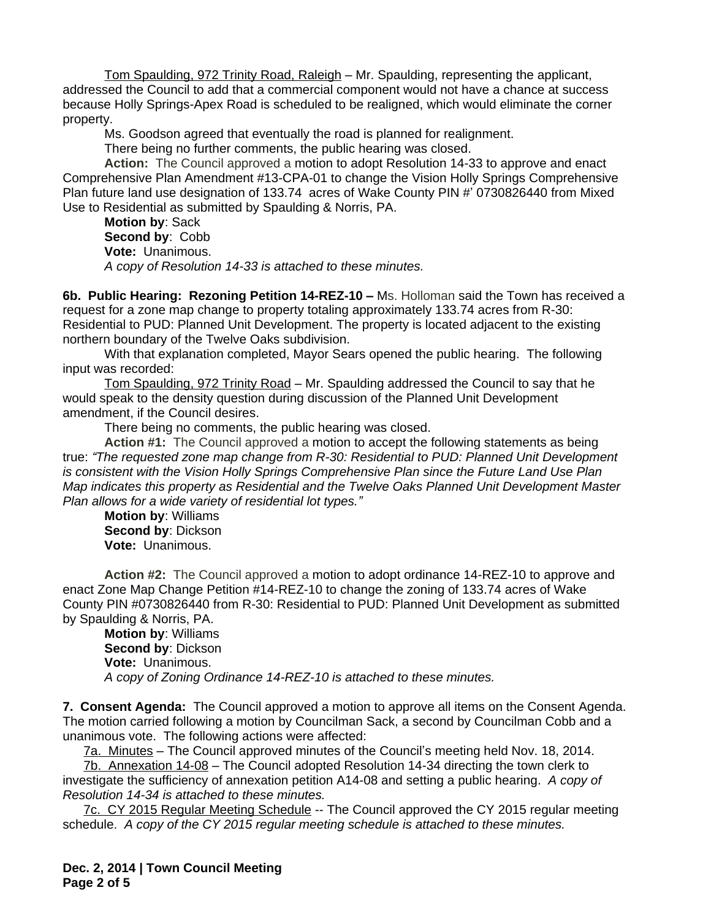Tom Spaulding, 972 Trinity Road, Raleigh – Mr. Spaulding, representing the applicant, addressed the Council to add that a commercial component would not have a chance at success because Holly Springs-Apex Road is scheduled to be realigned, which would eliminate the corner property.

Ms. Goodson agreed that eventually the road is planned for realignment.

There being no further comments, the public hearing was closed.

**Action:** The Council approved a motion to adopt Resolution 14-33 to approve and enact Comprehensive Plan Amendment #13-CPA-01 to change the Vision Holly Springs Comprehensive Plan future land use designation of 133.74 acres of Wake County PIN #' 0730826440 from Mixed Use to Residential as submitted by Spaulding & Norris, PA.

**Motion by**: Sack
**Second by**: Cobb
**Vote:** Unanimous.
*A copy of Resolution 14-33 is attached to these minutes.*

**6b. Public Hearing: Rezoning Petition 14-REZ-10 –** Ms. Holloman said the Town has received a request for a zone map change to property totaling approximately 133.74 acres from R-30: Residential to PUD: Planned Unit Development. The property is located adjacent to the existing northern boundary of the Twelve Oaks subdivision.

With that explanation completed, Mayor Sears opened the public hearing. The following input was recorded:

Tom Spaulding, 972 Trinity Road – Mr. Spaulding addressed the Council to say that he would speak to the density question during discussion of the Planned Unit Development amendment, if the Council desires.

There being no comments, the public hearing was closed.

**Action #1:** The Council approved a motion to accept the following statements as being true: *"The requested zone map change from R-30: Residential to PUD: Planned Unit Development is consistent with the Vision Holly Springs Comprehensive Plan since the Future Land Use Plan Map indicates this property as Residential and the Twelve Oaks Planned Unit Development Master Plan allows for a wide variety of residential lot types."*

**Motion by**: Williams
**Second by**: Dickson
**Vote:** Unanimous.

**Action #2:** The Council approved a motion to adopt ordinance 14-REZ-10 to approve and enact Zone Map Change Petition #14-REZ-10 to change the zoning of 133.74 acres of Wake County PIN #0730826440 from R-30: Residential to PUD: Planned Unit Development as submitted by Spaulding & Norris, PA.

**Motion by**: Williams
**Second by**: Dickson
**Vote:** Unanimous.
*A copy of Zoning Ordinance 14-REZ-10 is attached to these minutes.*

**7. Consent Agenda:** The Council approved a motion to approve all items on the Consent Agenda. The motion carried following a motion by Councilman Sack, a second by Councilman Cobb and a unanimous vote. The following actions were affected:

7a. Minutes – The Council approved minutes of the Council's meeting held Nov. 18, 2014.

7b. Annexation 14-08 – The Council adopted Resolution 14-34 directing the town clerk to investigate the sufficiency of annexation petition A14-08 and setting a public hearing. *A copy of Resolution 14-34 is attached to these minutes.*

7c. CY 2015 Regular Meeting Schedule -- The Council approved the CY 2015 regular meeting schedule. *A copy of the CY 2015 regular meeting schedule is attached to these minutes.*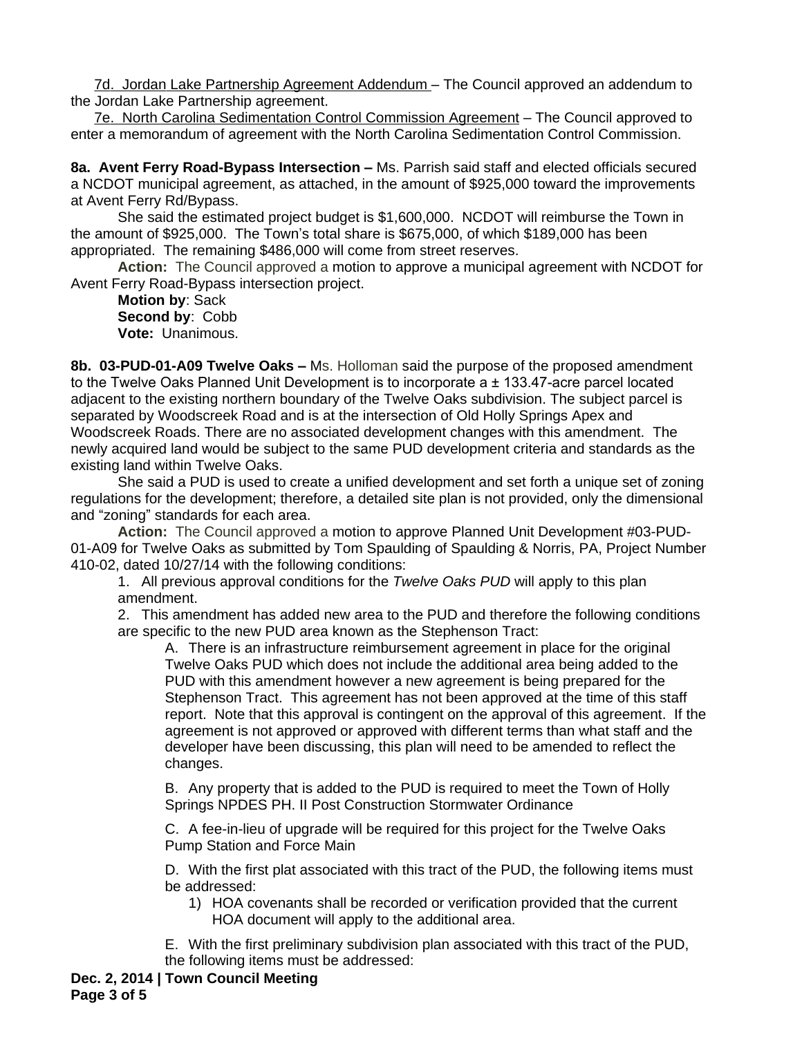7d. Jordan Lake Partnership Agreement Addendum – The Council approved an addendum to the Jordan Lake Partnership agreement.

7e. North Carolina Sedimentation Control Commission Agreement – The Council approved to enter a memorandum of agreement with the North Carolina Sedimentation Control Commission.

**8a. Avent Ferry Road-Bypass Intersection –** Ms. Parrish said staff and elected officials secured a NCDOT municipal agreement, as attached, in the amount of $925,000 toward the improvements at Avent Ferry Rd/Bypass.

She said the estimated project budget is $1,600,000. NCDOT will reimburse the Town in the amount of $925,000. The Town's total share is $675,000, of which $189,000 has been appropriated. The remaining $486,000 will come from street reserves.

**Action:** The Council approved a motion to approve a municipal agreement with NCDOT for Avent Ferry Road-Bypass intersection project.

**Motion by**: Sack
**Second by**: Cobb
**Vote:** Unanimous.

**8b. 03-PUD-01-A09 Twelve Oaks –** Ms. Holloman said the purpose of the proposed amendment to the Twelve Oaks Planned Unit Development is to incorporate a ± 133.47-acre parcel located adjacent to the existing northern boundary of the Twelve Oaks subdivision. The subject parcel is separated by Woodscreek Road and is at the intersection of Old Holly Springs Apex and Woodscreek Roads. There are no associated development changes with this amendment. The newly acquired land would be subject to the same PUD development criteria and standards as the existing land within Twelve Oaks.

She said a PUD is used to create a unified development and set forth a unique set of zoning regulations for the development; therefore, a detailed site plan is not provided, only the dimensional and "zoning" standards for each area.

**Action:** The Council approved a motion to approve Planned Unit Development #03-PUD-01-A09 for Twelve Oaks as submitted by Tom Spaulding of Spaulding & Norris, PA, Project Number 410-02, dated 10/27/14 with the following conditions:

1. All previous approval conditions for the *Twelve Oaks PUD* will apply to this plan amendment.
2. This amendment has added new area to the PUD and therefore the following conditions are specific to the new PUD area known as the Stephenson Tract:

   A. There is an infrastructure reimbursement agreement in place for the original Twelve Oaks PUD which does not include the additional area being added to the PUD with this amendment however a new agreement is being prepared for the Stephenson Tract. This agreement has not been approved at the time of this staff report. Note that this approval is contingent on the approval of this agreement. If the agreement is not approved or approved with different terms than what staff and the developer have been discussing, this plan will need to be amended to reflect the changes.

   B. Any property that is added to the PUD is required to meet the Town of Holly Springs NPDES PH. II Post Construction Stormwater Ordinance

   C. A fee-in-lieu of upgrade will be required for this project for the Twelve Oaks Pump Station and Force Main

   D. With the first plat associated with this tract of the PUD, the following items must be addressed:
      1) HOA covenants shall be recorded or verification provided that the current HOA document will apply to the additional area.

   E. With the first preliminary subdivision plan associated with this tract of the PUD, the following items must be addressed: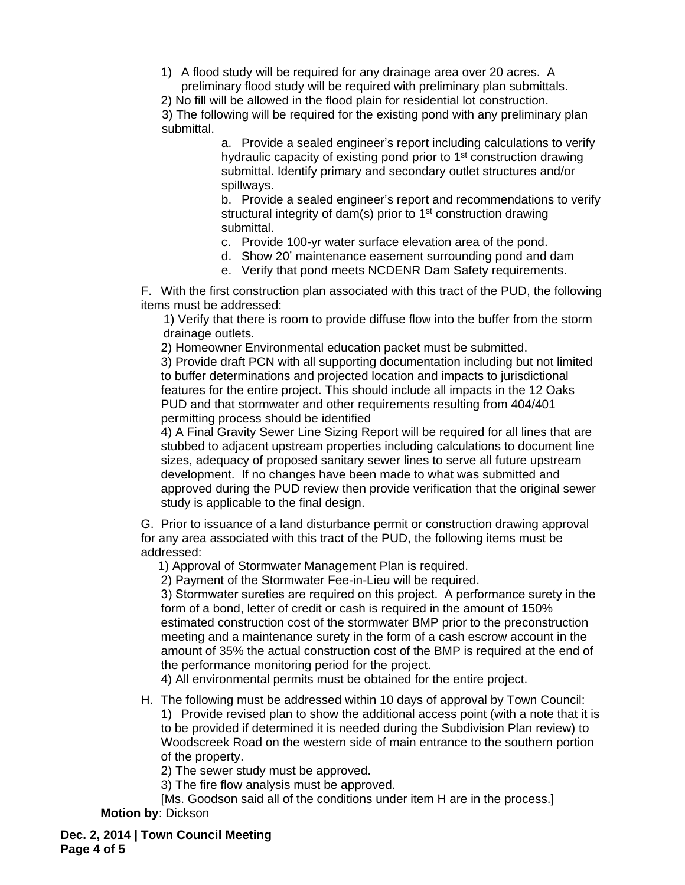1) A flood study will be required for any drainage area over 20 acres. A preliminary flood study will be required with preliminary plan submittals.

2) No fill will be allowed in the flood plain for residential lot construction.

3) The following will be required for the existing pond with any preliminary plan submittal.

   a. Provide a sealed engineer's report including calculations to verify hydraulic capacity of existing pond prior to 1st construction drawing submittal. Identify primary and secondary outlet structures and/or spillways.

   b. Provide a sealed engineer's report and recommendations to verify structural integrity of dam(s) prior to 1st construction drawing submittal.

   c. Provide 100-yr water surface elevation area of the pond.

   d. Show 20' maintenance easement surrounding pond and dam

   e. Verify that pond meets NCDENR Dam Safety requirements.

F. With the first construction plan associated with this tract of the PUD, the following items must be addressed:

1) Verify that there is room to provide diffuse flow into the buffer from the storm drainage outlets.

2) Homeowner Environmental education packet must be submitted.

3) Provide draft PCN with all supporting documentation including but not limited to buffer determinations and projected location and impacts to jurisdictional features for the entire project. This should include all impacts in the 12 Oaks PUD and that stormwater and other requirements resulting from 404/401 permitting process should be identified

4) A Final Gravity Sewer Line Sizing Report will be required for all lines that are stubbed to adjacent upstream properties including calculations to document line sizes, adequacy of proposed sanitary sewer lines to serve all future upstream development. If no changes have been made to what was submitted and approved during the PUD review then provide verification that the original sewer study is applicable to the final design.

G. Prior to issuance of a land disturbance permit or construction drawing approval for any area associated with this tract of the PUD, the following items must be addressed:

1) Approval of Stormwater Management Plan is required.

2) Payment of the Stormwater Fee-in-Lieu will be required.

3) Stormwater sureties are required on this project. A performance surety in the form of a bond, letter of credit or cash is required in the amount of 150% estimated construction cost of the stormwater BMP prior to the preconstruction meeting and a maintenance surety in the form of a cash escrow account in the amount of 35% the actual construction cost of the BMP is required at the end of the performance monitoring period for the project.

4) All environmental permits must be obtained for the entire project.

H. The following must be addressed within 10 days of approval by Town Council:

1) Provide revised plan to show the additional access point (with a note that it is to be provided if determined it is needed during the Subdivision Plan review) to Woodscreek Road on the western side of main entrance to the southern portion of the property.

2) The sewer study must be approved.

3) The fire flow analysis must be approved.

[Ms. Goodson said all of the conditions under item H are in the process.]

**Motion by**: Dickson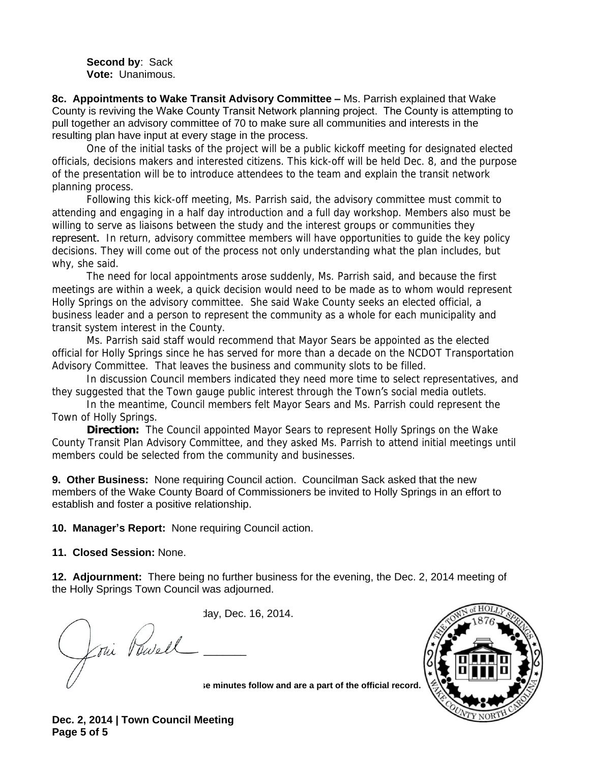**Second by**: Sack
**Vote:** Unanimous.

**8c. Appointments to Wake Transit Advisory Committee –** Ms. Parrish explained that Wake County is reviving the Wake County Transit Network planning project. The County is attempting to pull together an advisory committee of 70 to make sure all communities and interests in the resulting plan have input at every stage in the process.

One of the initial tasks of the project will be a public kickoff meeting for designated elected officials, decisions makers and interested citizens. This kick-off will be held Dec. 8, and the purpose of the presentation will be to introduce attendees to the team and explain the transit network planning process.

Following this kick-off meeting, Ms. Parrish said, the advisory committee must commit to attending and engaging in a half day introduction and a full day workshop. Members also must be willing to serve as liaisons between the study and the interest groups or communities they represent. In return, advisory committee members will have opportunities to guide the key policy decisions. They will come out of the process not only understanding what the plan includes, but why, she said.

The need for local appointments arose suddenly, Ms. Parrish said, and because the first meetings are within a week, a quick decision would need to be made as to whom would represent Holly Springs on the advisory committee. She said Wake County seeks an elected official, a business leader and a person to represent the community as a whole for each municipality and transit system interest in the County.

Ms. Parrish said staff would recommend that Mayor Sears be appointed as the elected official for Holly Springs since he has served for more than a decade on the NCDOT Transportation Advisory Committee. That leaves the business and community slots to be filled.

In discussion Council members indicated they need more time to select representatives, and they suggested that the Town gauge public interest through the Town's social media outlets.

In the meantime, Council members felt Mayor Sears and Ms. Parrish could represent the Town of Holly Springs.

**Direction:** The Council appointed Mayor Sears to represent Holly Springs on the Wake County Transit Plan Advisory Committee, and they asked Ms. Parrish to attend initial meetings until members could be selected from the community and businesses.

**9. Other Business:** None requiring Council action. Councilman Sack asked that the new members of the Wake County Board of Commissioners be invited to Holly Springs in an effort to establish and foster a positive relationship.

**10. Manager's Report:** None requiring Council action.

**11. Closed Session:** None.

**12. Adjournment:** There being no further business for the evening, the Dec. 2, 2014 meeting of the Holly Springs Town Council was adjourned.

day, Dec. 16, 2014.

Joni Powell ______

se minutes follow and are a part of the official record.